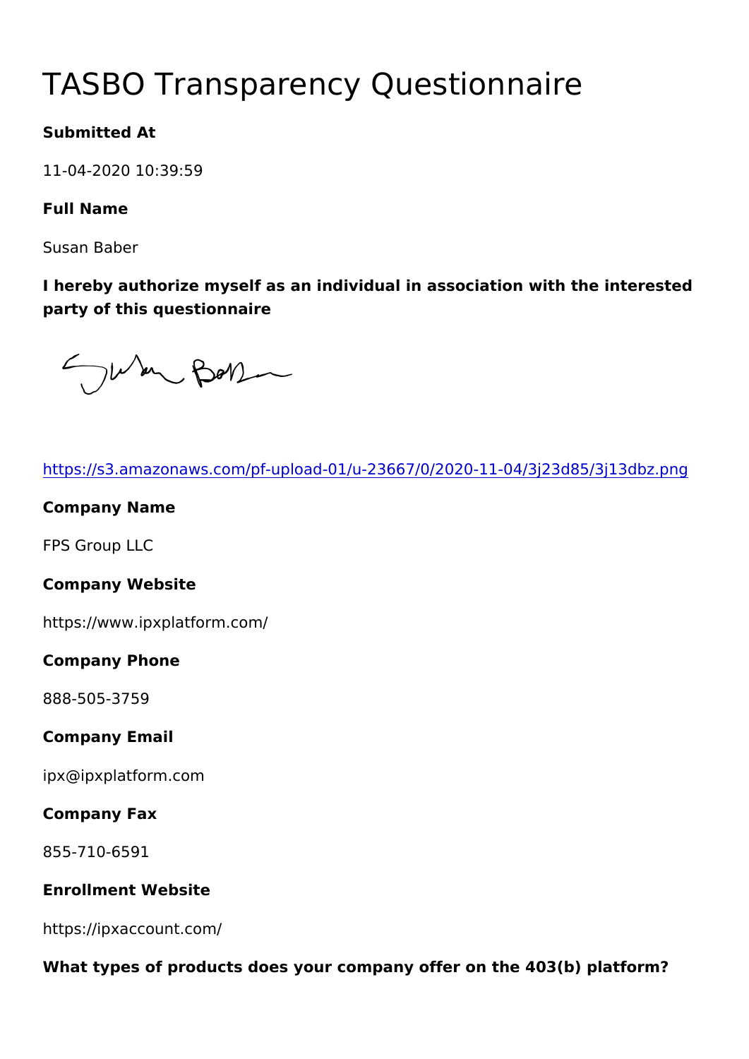# TASBO Transparency Questionnaire

**Submitted At**

11-04-2020 10:39:59

**Full Name**

Susan Baber

**I hereby authorize myself as an individual in association with the interested party of this questionnaire**

https://s3.amazonaws.com/pf-upload-01/u-23667/0/2020-11-04/3j23d85/3j13dbz.png

**Company Name**

FPS Group LLC

**Company Website**

https://www.ipxplatform.com/

**Company Phone**

888-505-3759

**Company Email**

ipx@ipxplatform.com

**Company Fax**

855-710-6591

**Enrollment Website**

https://ipxaccount.com/

**What types of products does your company offer on the 403(b) platform?**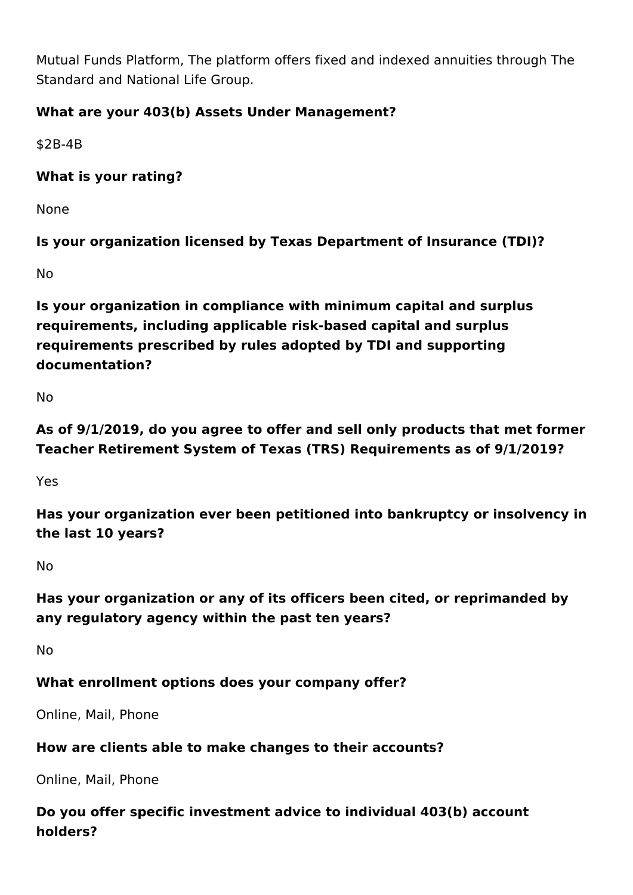Mutual Funds Platform, The platform offers fixed and indexed annuities through The Standard and National Life Group.

**What are your 403(b) Assets Under Management?**

$2B-4B

**What is your rating?**

None

**Is your organization licensed by Texas Department of Insurance (TDI)?**

No

**Is your organization in compliance with minimum capital and surplus requirements, including applicable risk-based capital and surplus requirements prescribed by rules adopted by TDI and supporting documentation?**

No

**As of 9/1/2019, do you agree to offer and sell only products that met former Teacher Retirement System of Texas (TRS) Requirements as of 9/1/2019?**

Yes

**Has your organization ever been petitioned into bankruptcy or insolvency in the last 10 years?**

No

**Has your organization or any of its officers been cited, or reprimanded by any regulatory agency within the past ten years?**

No

**What enrollment options does your company offer?**

Online, Mail, Phone

**How are clients able to make changes to their accounts?**

Online, Mail, Phone

**Do you offer specific investment advice to individual 403(b) account holders?**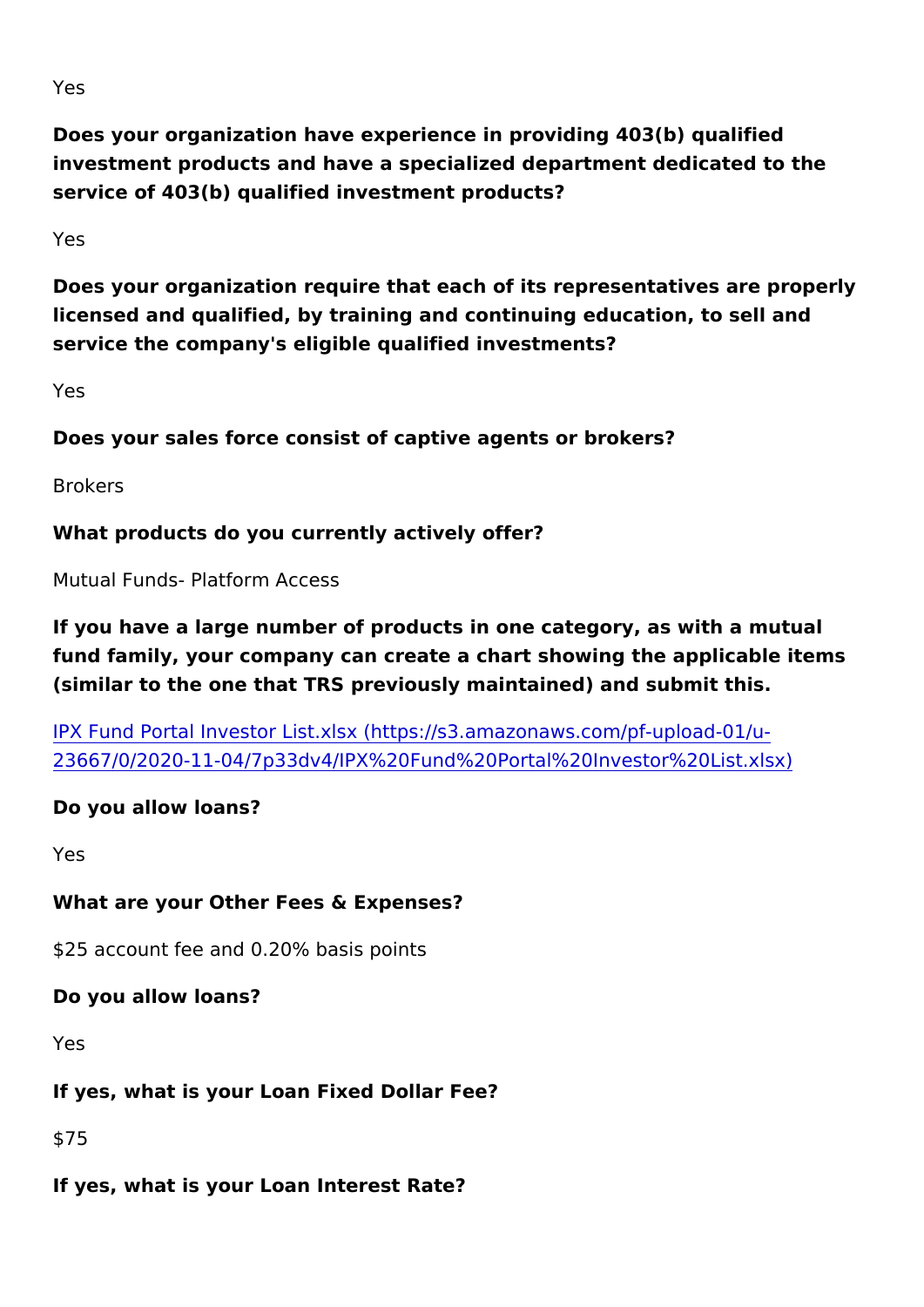Yes

**Does your organization have experience in providing 403(b) qualified investment products and have a specialized department dedicated to the service of 403(b) qualified investment products?**

Yes

**Does your organization require that each of its representatives are properly licensed and qualified, by training and continuing education, to sell and service the company's eligible qualified investments?**

Yes

**Does your sales force consist of captive agents or brokers?**

Brokers

**What products do you currently actively offer?**

Mutual Funds- Platform Access

**If you have a large number of products in one category, as with a mutual fund family, your company can create a chart showing the applicable items (similar to the one that TRS previously maintained) and submit this.**

[IPX Fund Portal Investor List.xlsx (https://s3.amazonaws.com/pf-upload-01/u-23667/0/2020-11-04/7p33dv4/IPX%20Fund%20Portal%20Investor%20List.xlsx)](https://s3.amazonaws.com/pf-upload-01/u-23667/0/2020-11-04/7p33dv4/IPX%20Fund%20Portal%20Investor%20List.xlsx)

**Do you allow loans?**

Yes

**What are your Other Fees & Expenses?**

$25 account fee and 0.20% basis points

**Do you allow loans?**

Yes

**If yes, what is your Loan Fixed Dollar Fee?**

$75

**If yes, what is your Loan Interest Rate?**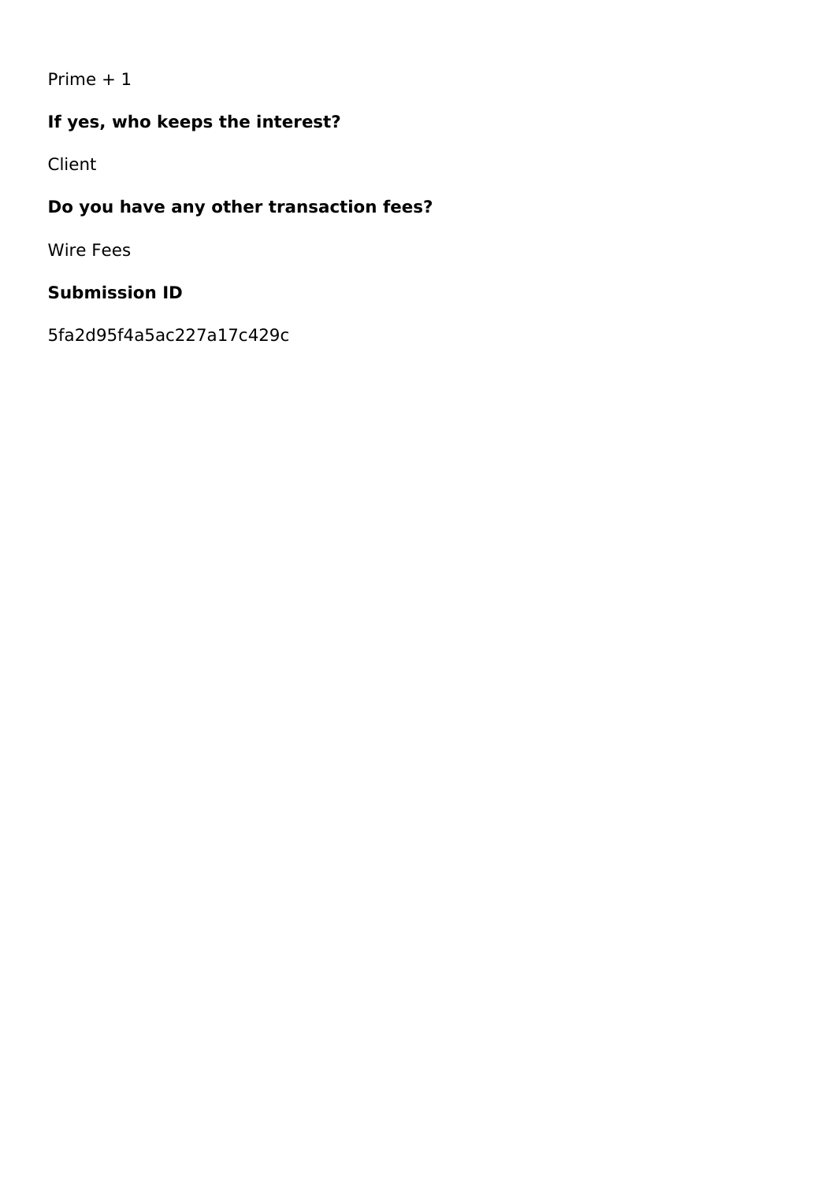Prime + 1

**If yes, who keeps the interest?**

Client

**Do you have any other transaction fees?**

Wire Fees

**Submission ID**

5fa2d95f4a5ac227a17c429c